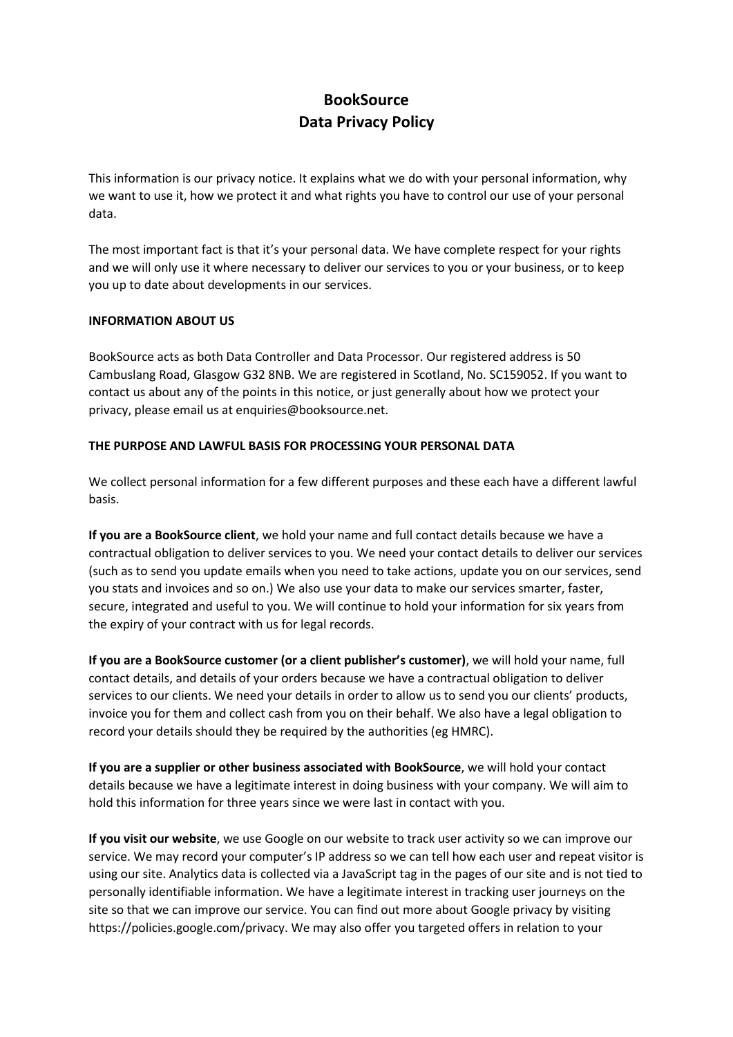# BookSource
# Data Privacy Policy

This information is our privacy notice. It explains what we do with your personal information, why we want to use it, how we protect it and what rights you have to control our use of your personal data.

The most important fact is that it's your personal data. We have complete respect for your rights and we will only use it where necessary to deliver our services to you or your business, or to keep you up to date about developments in our services.

**INFORMATION ABOUT US**

BookSource acts as both Data Controller and Data Processor. Our registered address is 50 Cambuslang Road, Glasgow G32 8NB. We are registered in Scotland, No. SC159052. If you want to contact us about any of the points in this notice, or just generally about how we protect your privacy, please email us at enquiries@booksource.net.

**THE PURPOSE AND LAWFUL BASIS FOR PROCESSING YOUR PERSONAL DATA**

We collect personal information for a few different purposes and these each have a different lawful basis.

**If you are a BookSource client**, we hold your name and full contact details because we have a contractual obligation to deliver services to you. We need your contact details to deliver our services (such as to send you update emails when you need to take actions, update you on our services, send you stats and invoices and so on.) We also use your data to make our services smarter, faster, secure, integrated and useful to you. We will continue to hold your information for six years from the expiry of your contract with us for legal records.

**If you are a BookSource customer (or a client publisher's customer)**, we will hold your name, full contact details, and details of your orders because we have a contractual obligation to deliver services to our clients. We need your details in order to allow us to send you our clients' products, invoice you for them and collect cash from you on their behalf. We also have a legal obligation to record your details should they be required by the authorities (eg HMRC).

**If you are a supplier or other business associated with BookSource**, we will hold your contact details because we have a legitimate interest in doing business with your company. We will aim to hold this information for three years since we were last in contact with you.

**If you visit our website**, we use Google on our website to track user activity so we can improve our service. We may record your computer's IP address so we can tell how each user and repeat visitor is using our site. Analytics data is collected via a JavaScript tag in the pages of our site and is not tied to personally identifiable information. We have a legitimate interest in tracking user journeys on the site so that we can improve our service. You can find out more about Google privacy by visiting https://policies.google.com/privacy. We may also offer you targeted offers in relation to your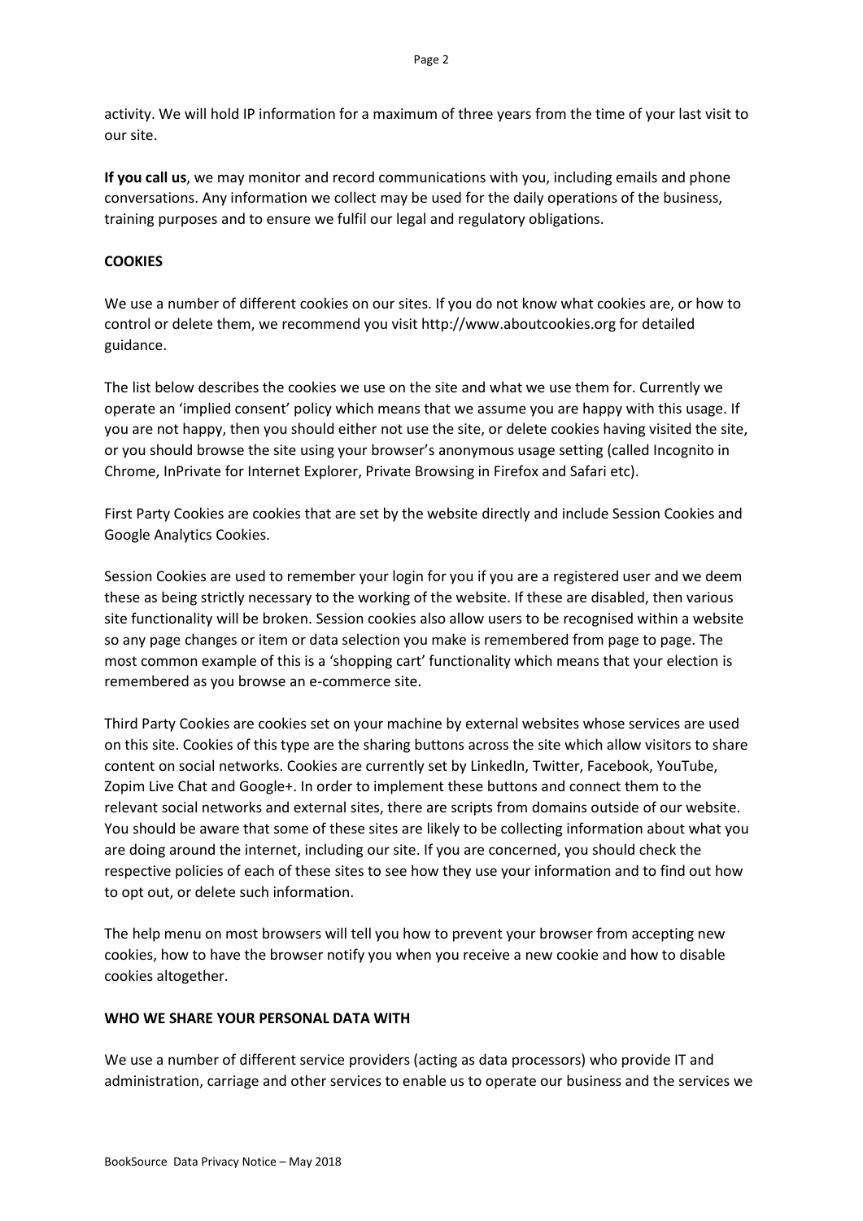activity. We will hold IP information for a maximum of three years from the time of your last visit to our site.

**If you call us**, we may monitor and record communications with you, including emails and phone conversations. Any information we collect may be used for the daily operations of the business, training purposes and to ensure we fulfil our legal and regulatory obligations.

## COOKIES

We use a number of different cookies on our sites. If you do not know what cookies are, or how to control or delete them, we recommend you visit http://www.aboutcookies.org for detailed guidance.

The list below describes the cookies we use on the site and what we use them for. Currently we operate an 'implied consent' policy which means that we assume you are happy with this usage. If you are not happy, then you should either not use the site, or delete cookies having visited the site, or you should browse the site using your browser's anonymous usage setting (called Incognito in Chrome, InPrivate for Internet Explorer, Private Browsing in Firefox and Safari etc).

First Party Cookies are cookies that are set by the website directly and include Session Cookies and Google Analytics Cookies.

Session Cookies are used to remember your login for you if you are a registered user and we deem these as being strictly necessary to the working of the website. If these are disabled, then various site functionality will be broken. Session cookies also allow users to be recognised within a website so any page changes or item or data selection you make is remembered from page to page. The most common example of this is a 'shopping cart' functionality which means that your election is remembered as you browse an e-commerce site.

Third Party Cookies are cookies set on your machine by external websites whose services are used on this site. Cookies of this type are the sharing buttons across the site which allow visitors to share content on social networks. Cookies are currently set by LinkedIn, Twitter, Facebook, YouTube, Zopim Live Chat and Google+. In order to implement these buttons and connect them to the relevant social networks and external sites, there are scripts from domains outside of our website. You should be aware that some of these sites are likely to be collecting information about what you are doing around the internet, including our site. If you are concerned, you should check the respective policies of each of these sites to see how they use your information and to find out how to opt out, or delete such information.

The help menu on most browsers will tell you how to prevent your browser from accepting new cookies, how to have the browser notify you when you receive a new cookie and how to disable cookies altogether.

## WHO WE SHARE YOUR PERSONAL DATA WITH

We use a number of different service providers (acting as data processors) who provide IT and administration, carriage and other services to enable us to operate our business and the services we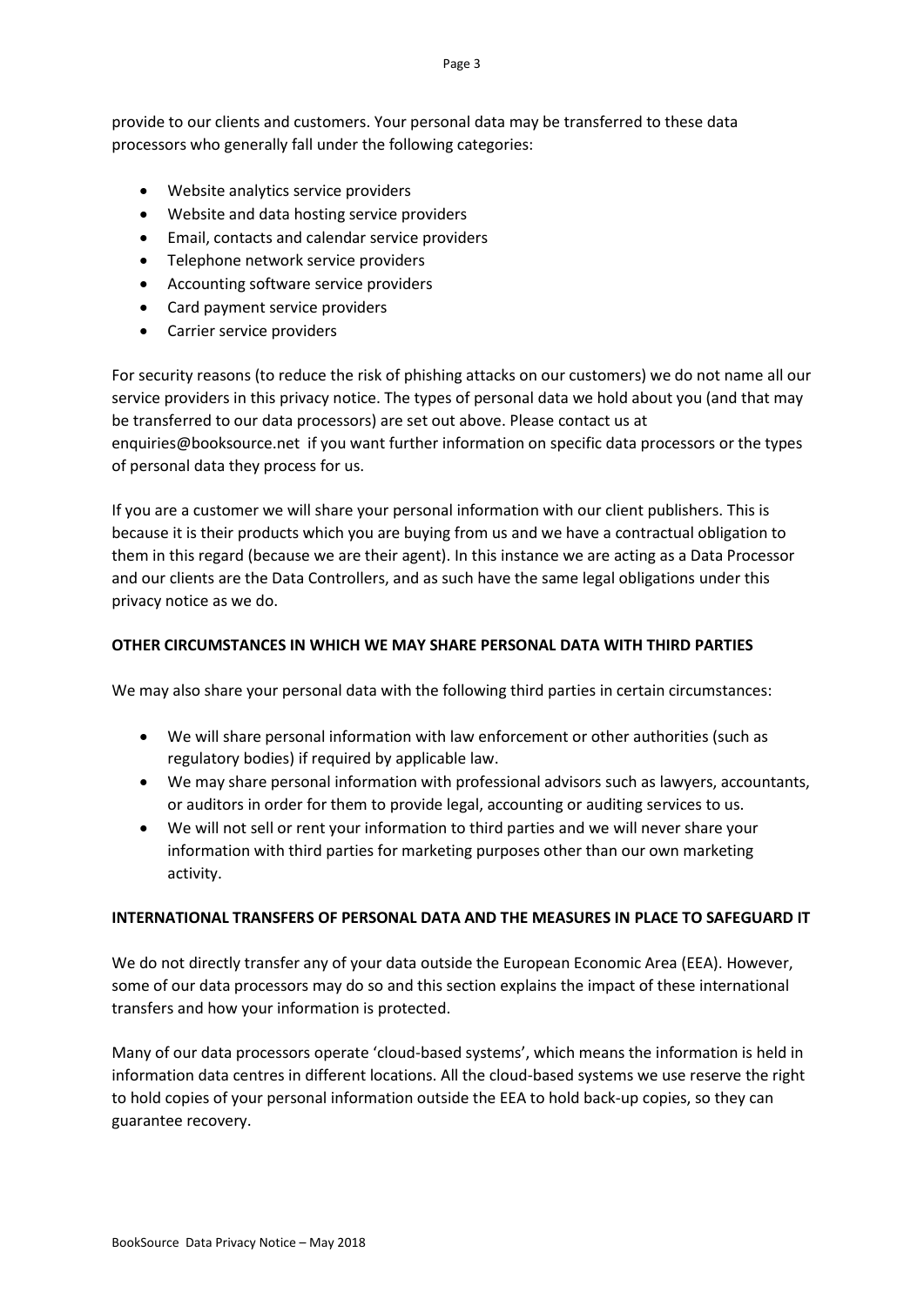provide to our clients and customers. Your personal data may be transferred to these data processors who generally fall under the following categories:

- Website analytics service providers
- Website and data hosting service providers
- Email, contacts and calendar service providers
- Telephone network service providers
- Accounting software service providers
- Card payment service providers
- Carrier service providers

For security reasons (to reduce the risk of phishing attacks on our customers) we do not name all our service providers in this privacy notice. The types of personal data we hold about you (and that may be transferred to our data processors) are set out above. Please contact us at enquiries@booksource.net if you want further information on specific data processors or the types of personal data they process for us.

If you are a customer we will share your personal information with our client publishers. This is because it is their products which you are buying from us and we have a contractual obligation to them in this regard (because we are their agent). In this instance we are acting as a Data Processor and our clients are the Data Controllers, and as such have the same legal obligations under this privacy notice as we do.

**OTHER CIRCUMSTANCES IN WHICH WE MAY SHARE PERSONAL DATA WITH THIRD PARTIES**

We may also share your personal data with the following third parties in certain circumstances:

- We will share personal information with law enforcement or other authorities (such as regulatory bodies) if required by applicable law.
- We may share personal information with professional advisors such as lawyers, accountants, or auditors in order for them to provide legal, accounting or auditing services to us.
- We will not sell or rent your information to third parties and we will never share your information with third parties for marketing purposes other than our own marketing activity.

**INTERNATIONAL TRANSFERS OF PERSONAL DATA AND THE MEASURES IN PLACE TO SAFEGUARD IT**

We do not directly transfer any of your data outside the European Economic Area (EEA). However, some of our data processors may do so and this section explains the impact of these international transfers and how your information is protected.

Many of our data processors operate 'cloud-based systems', which means the information is held in information data centres in different locations. All the cloud-based systems we use reserve the right to hold copies of your personal information outside the EEA to hold back-up copies, so they can guarantee recovery.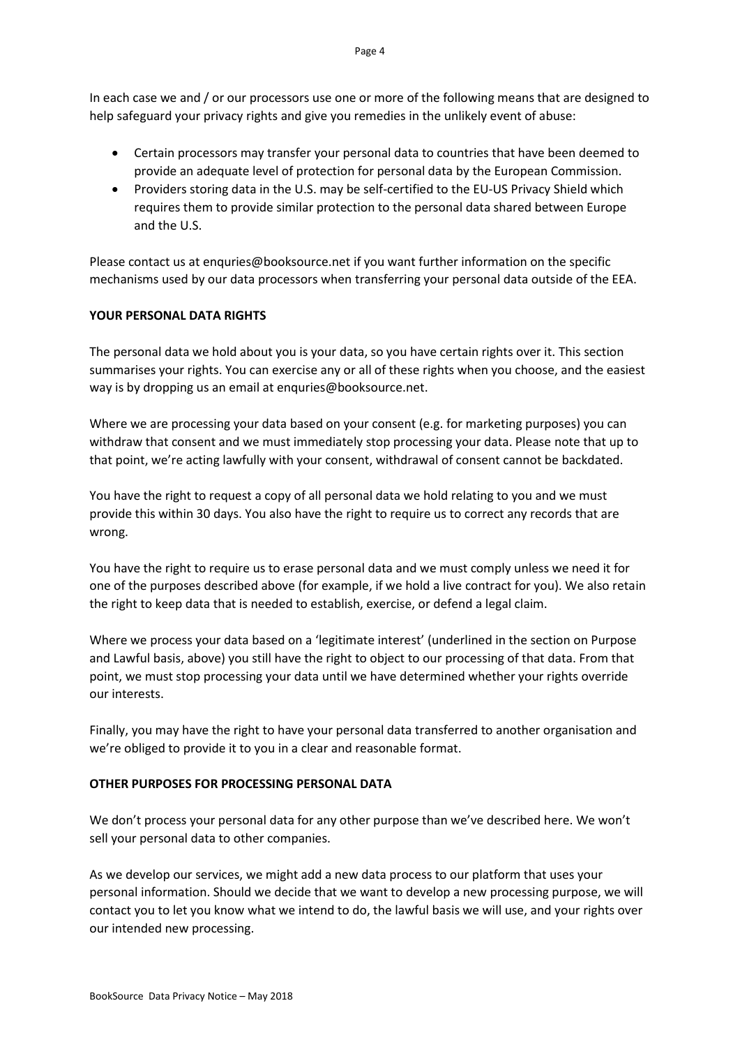In each case we and / or our processors use one or more of the following means that are designed to help safeguard your privacy rights and give you remedies in the unlikely event of abuse:

- Certain processors may transfer your personal data to countries that have been deemed to provide an adequate level of protection for personal data by the European Commission.
- Providers storing data in the U.S. may be self-certified to the EU-US Privacy Shield which requires them to provide similar protection to the personal data shared between Europe and the U.S.

Please contact us at enquries@booksource.net if you want further information on the specific mechanisms used by our data processors when transferring your personal data outside of the EEA.

**YOUR PERSONAL DATA RIGHTS**

The personal data we hold about you is your data, so you have certain rights over it. This section summarises your rights. You can exercise any or all of these rights when you choose, and the easiest way is by dropping us an email at enquries@booksource.net.

Where we are processing your data based on your consent (e.g. for marketing purposes) you can withdraw that consent and we must immediately stop processing your data. Please note that up to that point, we're acting lawfully with your consent, withdrawal of consent cannot be backdated.

You have the right to request a copy of all personal data we hold relating to you and we must provide this within 30 days. You also have the right to require us to correct any records that are wrong.

You have the right to require us to erase personal data and we must comply unless we need it for one of the purposes described above (for example, if we hold a live contract for you). We also retain the right to keep data that is needed to establish, exercise, or defend a legal claim.

Where we process your data based on a 'legitimate interest' (underlined in the section on Purpose and Lawful basis, above) you still have the right to object to our processing of that data. From that point, we must stop processing your data until we have determined whether your rights override our interests.

Finally, you may have the right to have your personal data transferred to another organisation and we're obliged to provide it to you in a clear and reasonable format.

**OTHER PURPOSES FOR PROCESSING PERSONAL DATA**

We don't process your personal data for any other purpose than we've described here. We won't sell your personal data to other companies.

As we develop our services, we might add a new data process to our platform that uses your personal information. Should we decide that we want to develop a new processing purpose, we will contact you to let you know what we intend to do, the lawful basis we will use, and your rights over our intended new processing.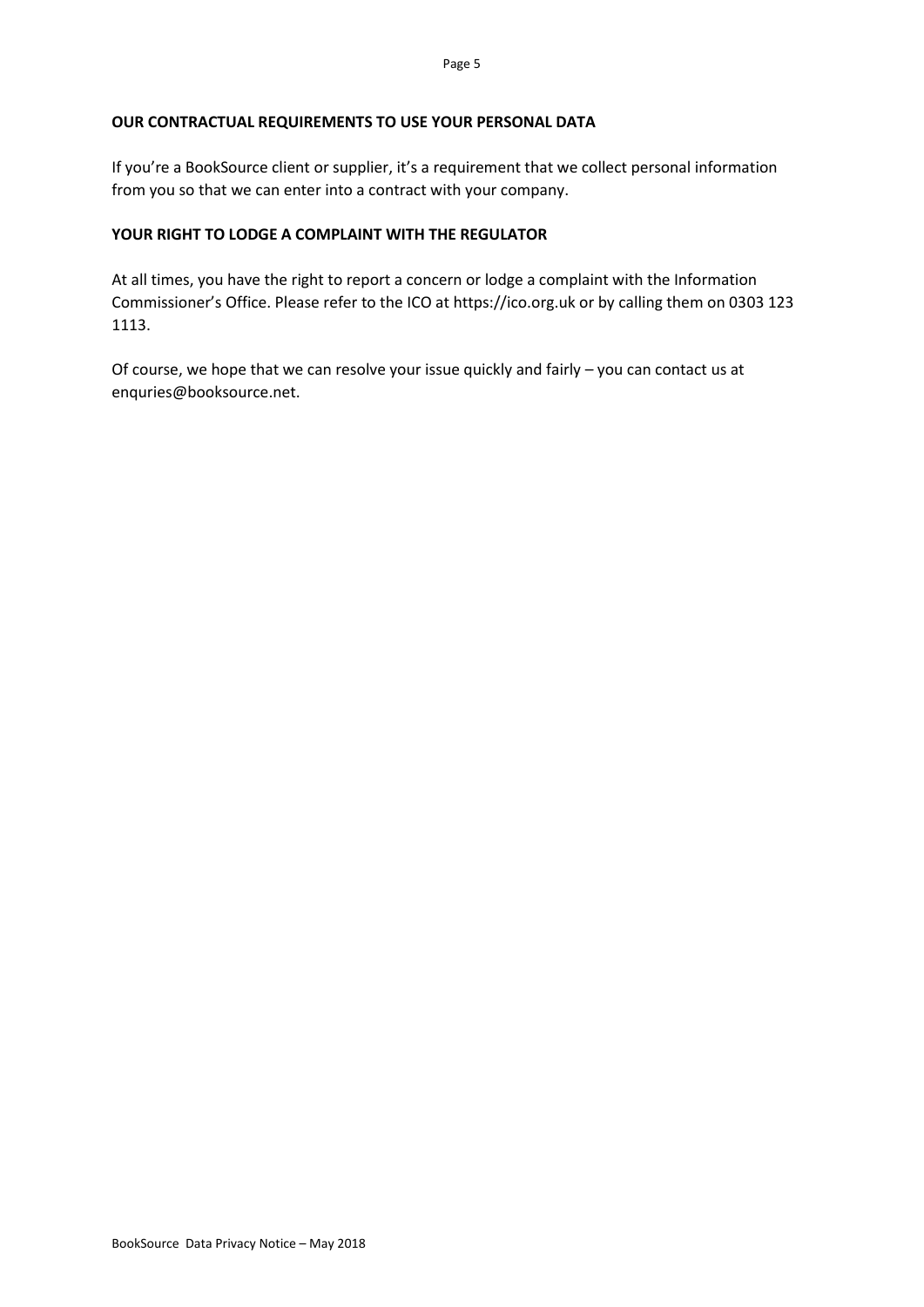**OUR CONTRACTUAL REQUIREMENTS TO USE YOUR PERSONAL DATA**

If you're a BookSource client or supplier, it's a requirement that we collect personal information from you so that we can enter into a contract with your company.

**YOUR RIGHT TO LODGE A COMPLAINT WITH THE REGULATOR**

At all times, you have the right to report a concern or lodge a complaint with the Information Commissioner's Office. Please refer to the ICO at https://ico.org.uk or by calling them on 0303 123 1113.

Of course, we hope that we can resolve your issue quickly and fairly – you can contact us at enquries@booksource.net.